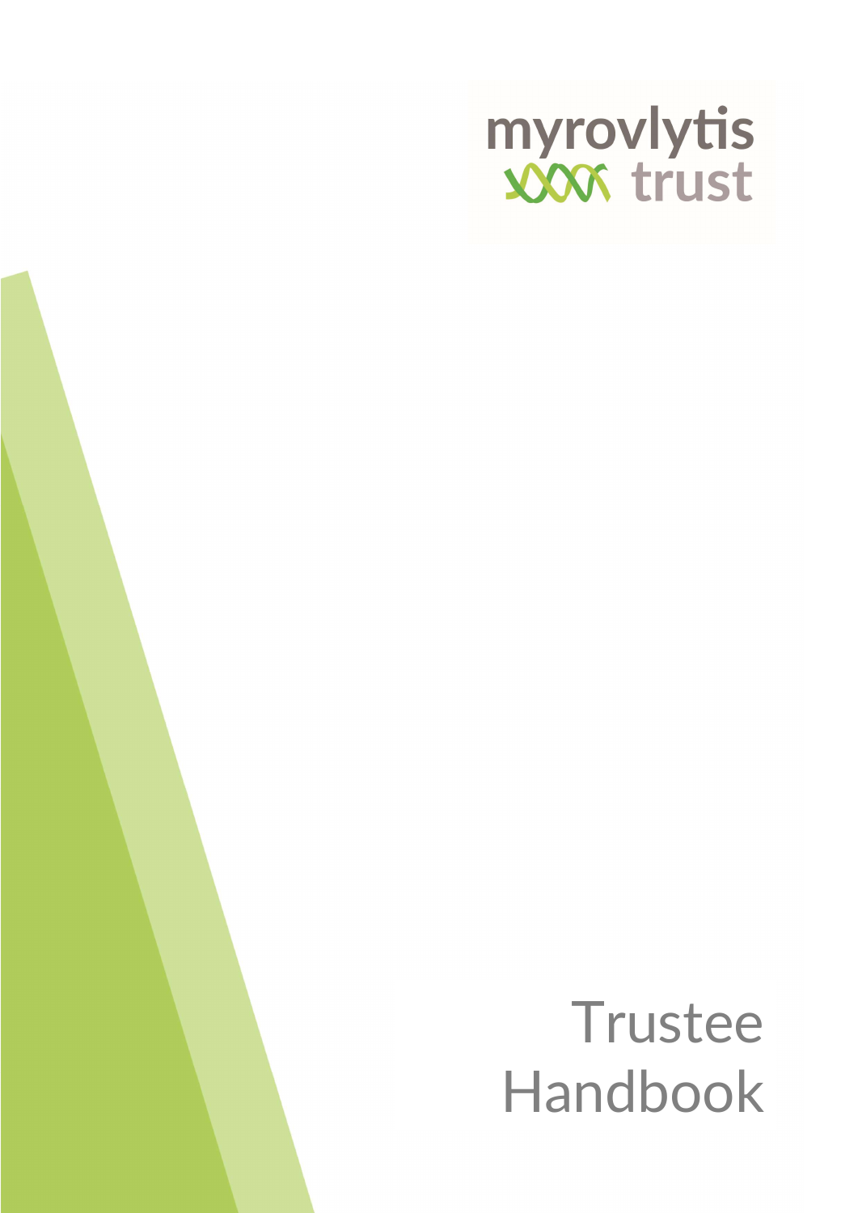myrovlytis trust

# Trustee Handbook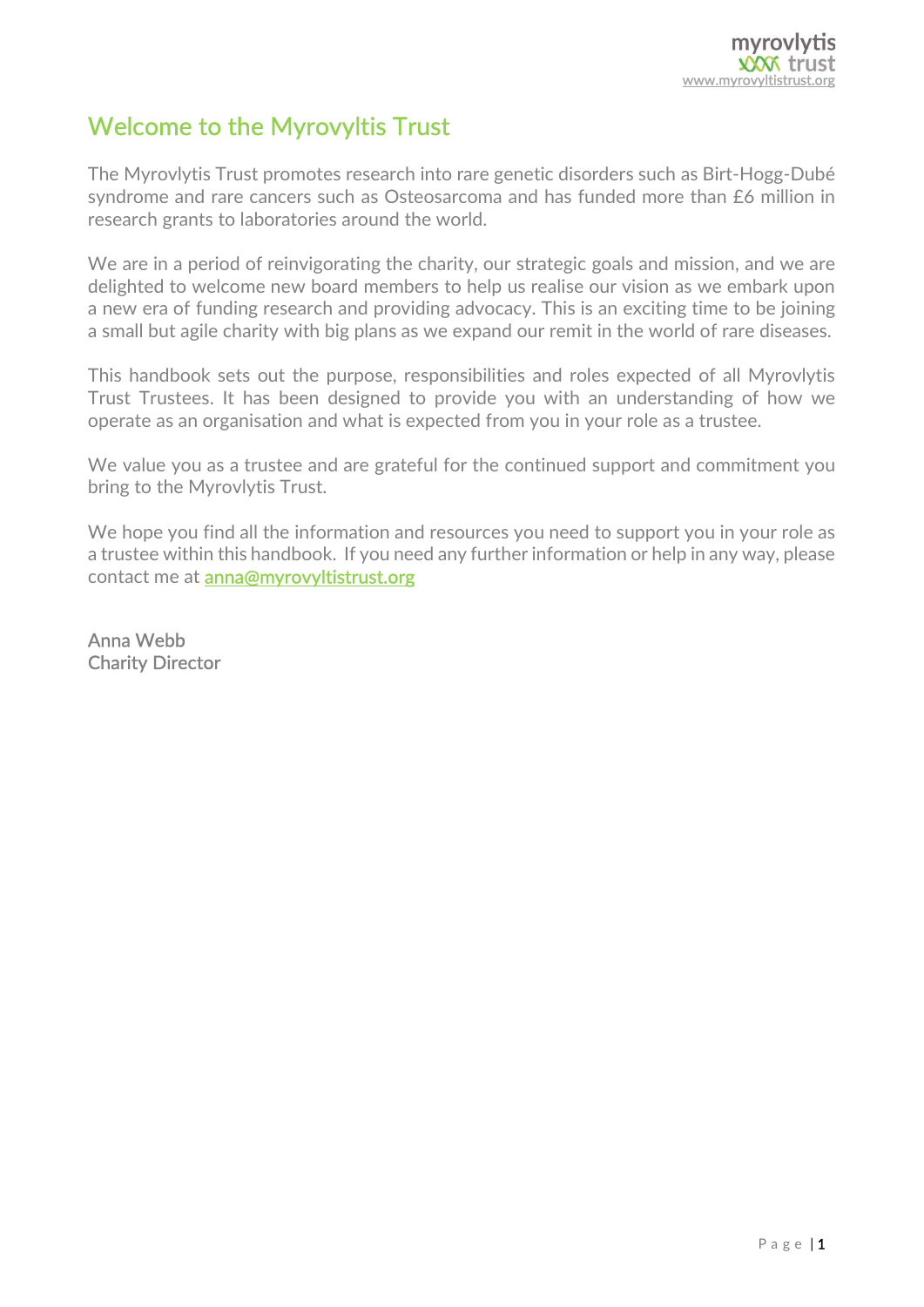# Welcome to the Myrovyltis Trust

The Myrovlytis Trust promotes research into rare genetic disorders such as Birt-Hogg-Dubé syndrome and rare cancers such as Osteosarcoma and has funded more than £6 million in research grants to laboratories around the world.

We are in a period of reinvigorating the charity, our strategic goals and mission, and we are delighted to welcome new board members to help us realise our vision as we embark upon a new era of funding research and providing advocacy. This is an exciting time to be joining a small but agile charity with big plans as we expand our remit in the world of rare diseases.

This handbook sets out the purpose, responsibilities and roles expected of all Myrovlytis Trust Trustees. It has been designed to provide you with an understanding of how we operate as an organisation and what is expected from you in your role as a trustee.

We value you as a trustee and are grateful for the continued support and commitment you bring to the Myrovlytis Trust.

We hope you find all the information and resources you need to support you in your role as a trustee within this handbook. If you need any further information or help in any way, please contact me at anna@myrovyltistrust.org

Anna Webb
Charity Director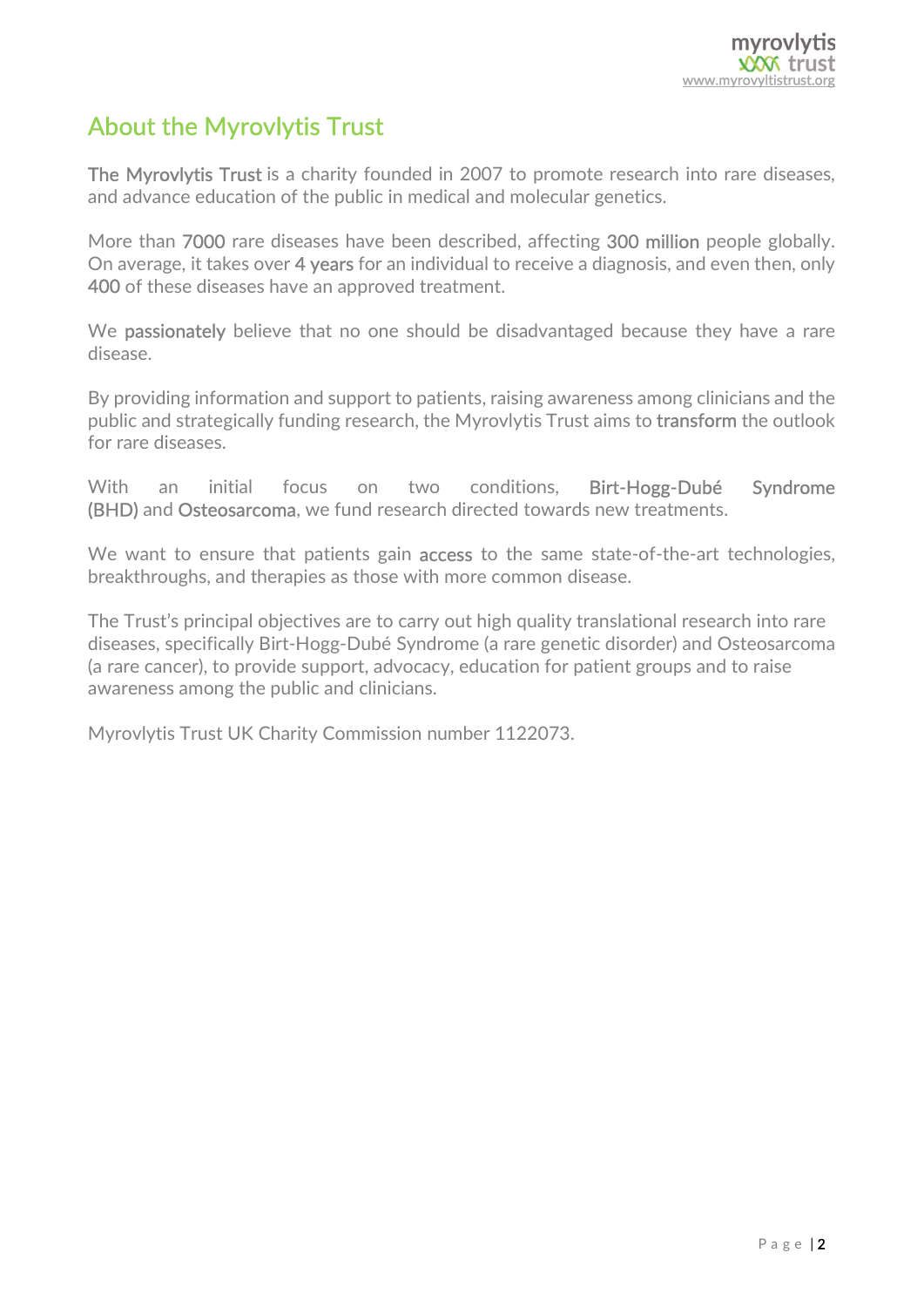## About the Myrovlytis Trust

The Myrovlytis Trust is a charity founded in 2007 to promote research into rare diseases, and advance education of the public in medical and molecular genetics.

More than 7000 rare diseases have been described, affecting 300 million people globally. On average, it takes over 4 years for an individual to receive a diagnosis, and even then, only 400 of these diseases have an approved treatment.

We passionately believe that no one should be disadvantaged because they have a rare disease.

By providing information and support to patients, raising awareness among clinicians and the public and strategically funding research, the Myrovlytis Trust aims to transform the outlook for rare diseases.

With an initial focus on two conditions, Birt-Hogg-Dubé Syndrome (BHD) and Osteosarcoma, we fund research directed towards new treatments.

We want to ensure that patients gain access to the same state-of-the-art technologies, breakthroughs, and therapies as those with more common disease.

The Trust's principal objectives are to carry out high quality translational research into rare diseases, specifically Birt-Hogg-Dubé Syndrome (a rare genetic disorder) and Osteosarcoma (a rare cancer), to provide support, advocacy, education for patient groups and to raise awareness among the public and clinicians.

Myrovlytis Trust UK Charity Commission number 1122073.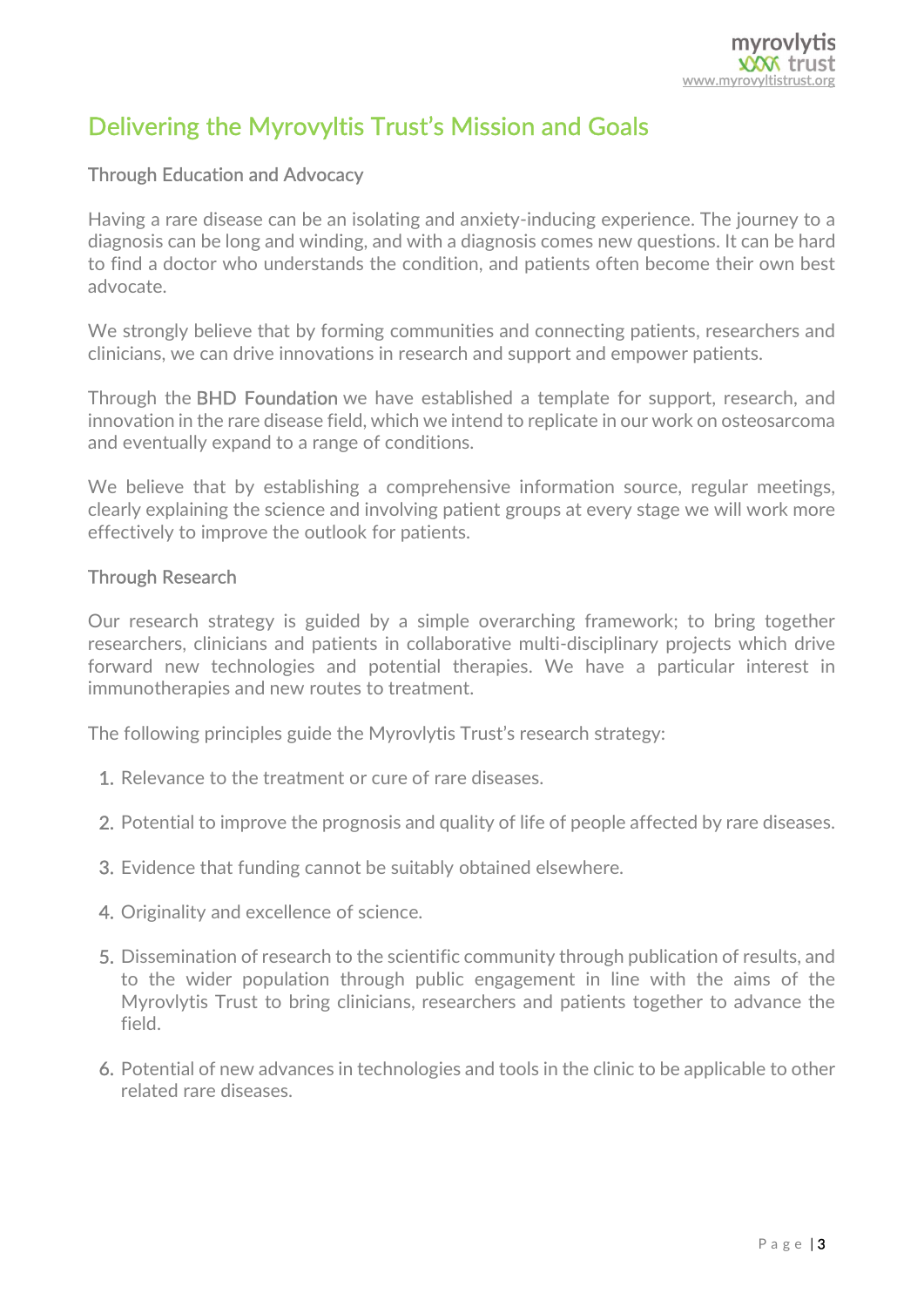# Delivering the Myrovyltis Trust's Mission and Goals

## Through Education and Advocacy

Having a rare disease can be an isolating and anxiety-inducing experience. The journey to a diagnosis can be long and winding, and with a diagnosis comes new questions. It can be hard to find a doctor who understands the condition, and patients often become their own best advocate.

We strongly believe that by forming communities and connecting patients, researchers and clinicians, we can drive innovations in research and support and empower patients.

Through the BHD Foundation we have established a template for support, research, and innovation in the rare disease field, which we intend to replicate in our work on osteosarcoma and eventually expand to a range of conditions.

We believe that by establishing a comprehensive information source, regular meetings, clearly explaining the science and involving patient groups at every stage we will work more effectively to improve the outlook for patients.

## Through Research

Our research strategy is guided by a simple overarching framework; to bring together researchers, clinicians and patients in collaborative multi-disciplinary projects which drive forward new technologies and potential therapies. We have a particular interest in immunotherapies and new routes to treatment.

The following principles guide the Myrovlytis Trust's research strategy:

1. Relevance to the treatment or cure of rare diseases.
2. Potential to improve the prognosis and quality of life of people affected by rare diseases.
3. Evidence that funding cannot be suitably obtained elsewhere.
4. Originality and excellence of science.
5. Dissemination of research to the scientific community through publication of results, and to the wider population through public engagement in line with the aims of the Myrovlytis Trust to bring clinicians, researchers and patients together to advance the field.
6. Potential of new advances in technologies and tools in the clinic to be applicable to other related rare diseases.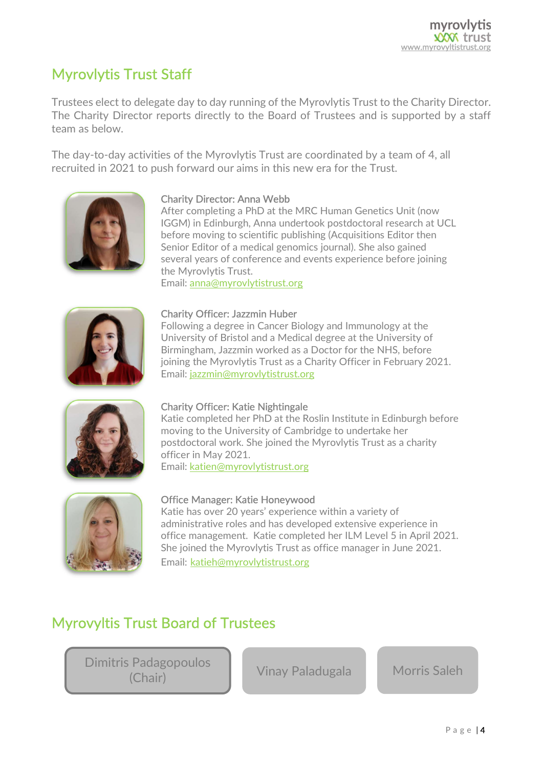## Myrovlytis Trust Staff

Trustees elect to delegate day to day running of the Myrovlytis Trust to the Charity Director. The Charity Director reports directly to the Board of Trustees and is supported by a staff team as below.

The day-to-day activities of the Myrovlytis Trust are coordinated by a team of 4, all recruited in 2021 to push forward our aims in this new era for the Trust.

**Charity Director: Anna Webb**
After completing a PhD at the MRC Human Genetics Unit (now IGGM) in Edinburgh, Anna undertook postdoctoral research at UCL before moving to scientific publishing (Acquisitions Editor then Senior Editor of a medical genomics journal). She also gained several years of conference and events experience before joining the Myrovlytis Trust.
Email: anna@myrovlytistrust.org

**Charity Officer: Jazzmin Huber**
Following a degree in Cancer Biology and Immunology at the University of Bristol and a Medical degree at the University of Birmingham, Jazzmin worked as a Doctor for the NHS, before joining the Myrovlytis Trust as a Charity Officer in February 2021.
Email: jazzmin@myrovlytistrust.org

**Charity Officer: Katie Nightingale**
Katie completed her PhD at the Roslin Institute in Edinburgh before moving to the University of Cambridge to undertake her postdoctoral work. She joined the Myrovlytis Trust as a charity officer in May 2021.
Email: katien@myrovlytistrust.org

**Office Manager: Katie Honeywood**
Katie has over 20 years' experience within a variety of administrative roles and has developed extensive experience in office management. Katie completed her ILM Level 5 in April 2021. She joined the Myrovlytis Trust as office manager in June 2021.
Email: katieh@myrovlytistrust.org

## Myrovyltis Trust Board of Trustees

- Dimitris Padagopoulos (Chair)
- Vinay Paladugala
- Morris Saleh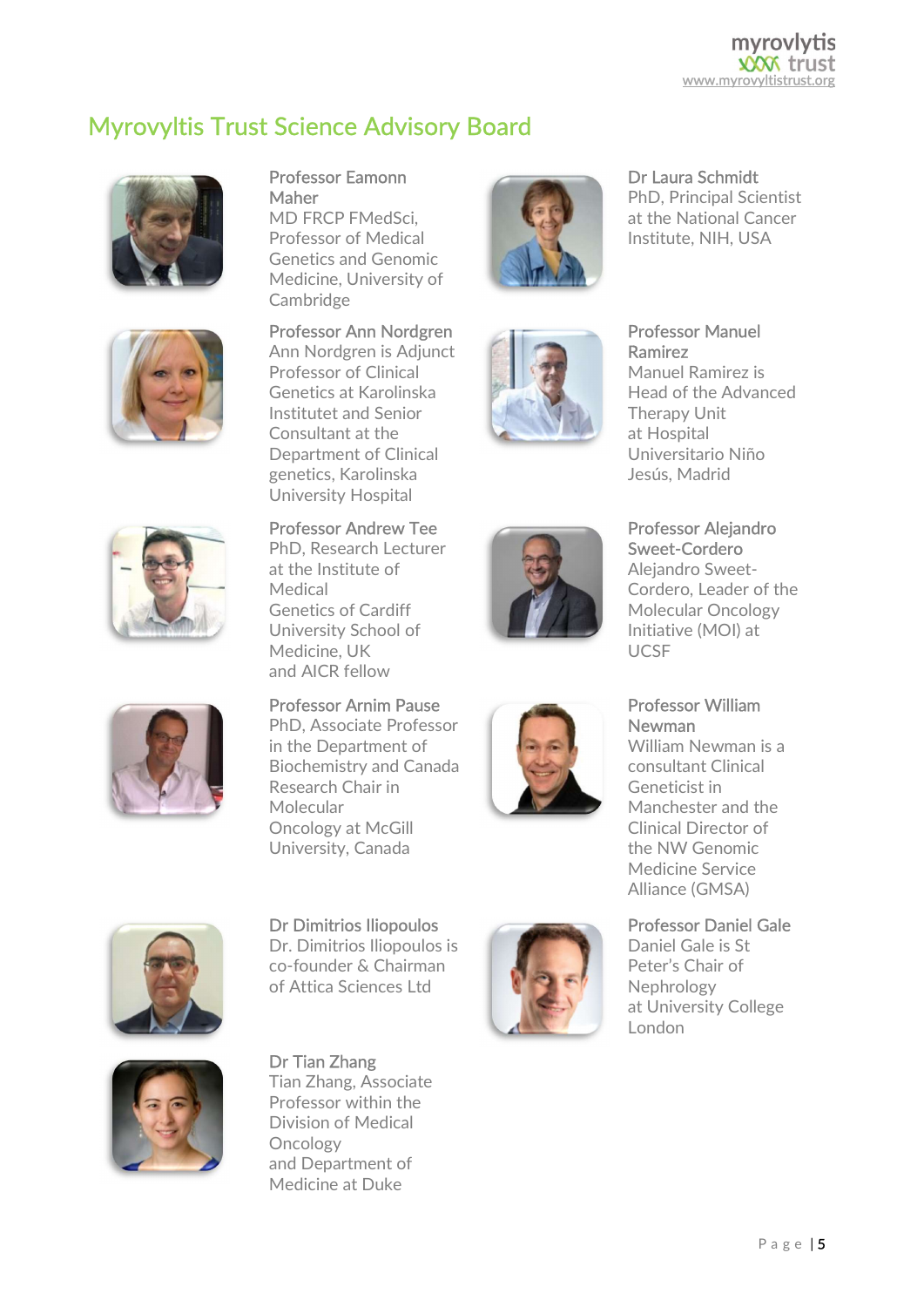# Myrovyltis Trust Science Advisory Board

**Professor Eamonn Maher**
MD FRCP FMedSci, Professor of Medical Genetics and Genomic Medicine, University of Cambridge

**Professor Ann Nordgren**
Ann Nordgren is Adjunct Professor of Clinical Genetics at Karolinska Institutet and Senior Consultant at the Department of Clinical genetics, Karolinska University Hospital

**Professor Andrew Tee**
PhD, Research Lecturer at the Institute of Medical Genetics of Cardiff University School of Medicine, UK and AICR fellow

**Professor Arnim Pause**
PhD, Associate Professor in the Department of Biochemistry and Canada Research Chair in Molecular Oncology at McGill University, Canada

**Dr Dimitrios Iliopoulos**
Dr. Dimitrios Iliopoulos is co-founder & Chairman of Attica Sciences Ltd

**Dr Tian Zhang**
Tian Zhang, Associate Professor within the Division of Medical Oncology and Department of Medicine at Duke

**Dr Laura Schmidt**
PhD, Principal Scientist at the National Cancer Institute, NIH, USA

**Professor Manuel Ramirez**
Manuel Ramirez is Head of the Advanced Therapy Unit at Hospital Universitario Niño Jesús, Madrid

**Professor Alejandro Sweet-Cordero**
Alejandro Sweet-Cordero, Leader of the Molecular Oncology Initiative (MOI) at UCSF

**Professor William Newman**
William Newman is a consultant Clinical Geneticist in Manchester and the Clinical Director of the NW Genomic Medicine Service Alliance (GMSA)

**Professor Daniel Gale**
Daniel Gale is St Peter's Chair of Nephrology at University College London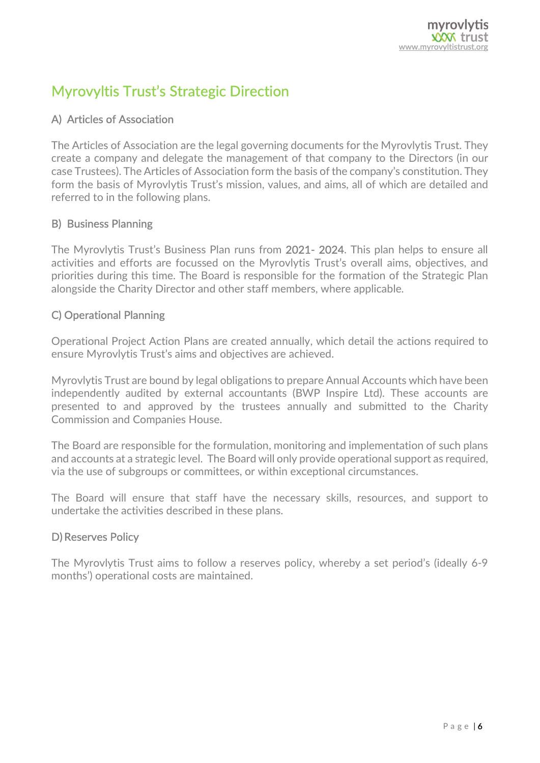# Myrovyltis Trust's Strategic Direction

## A) Articles of Association

The Articles of Association are the legal governing documents for the Myrovlytis Trust. They create a company and delegate the management of that company to the Directors (in our case Trustees). The Articles of Association form the basis of the company's constitution. They form the basis of Myrovlytis Trust's mission, values, and aims, all of which are detailed and referred to in the following plans.

## B) Business Planning

The Myrovlytis Trust's Business Plan runs from 2021- 2024. This plan helps to ensure all activities and efforts are focussed on the Myrovlytis Trust's overall aims, objectives, and priorities during this time. The Board is responsible for the formation of the Strategic Plan alongside the Charity Director and other staff members, where applicable.

## C) Operational Planning

Operational Project Action Plans are created annually, which detail the actions required to ensure Myrovlytis Trust's aims and objectives are achieved.

Myrovlytis Trust are bound by legal obligations to prepare Annual Accounts which have been independently audited by external accountants (BWP Inspire Ltd). These accounts are presented to and approved by the trustees annually and submitted to the Charity Commission and Companies House.

The Board are responsible for the formulation, monitoring and implementation of such plans and accounts at a strategic level. The Board will only provide operational support as required, via the use of subgroups or committees, or within exceptional circumstances.

The Board will ensure that staff have the necessary skills, resources, and support to undertake the activities described in these plans.

## D) Reserves Policy

The Myrovlytis Trust aims to follow a reserves policy, whereby a set period's (ideally 6-9 months') operational costs are maintained.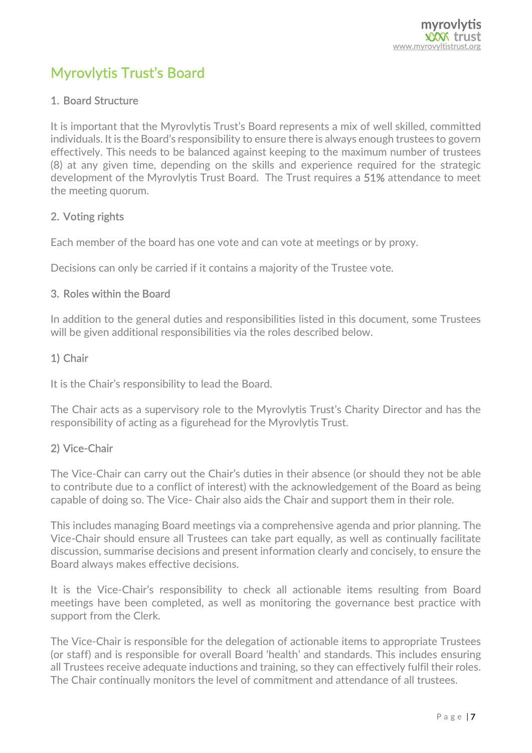# Myrovlytis Trust's Board

## 1. Board Structure

It is important that the Myrovlytis Trust's Board represents a mix of well skilled, committed individuals. It is the Board's responsibility to ensure there is always enough trustees to govern effectively. This needs to be balanced against keeping to the maximum number of trustees (8) at any given time, depending on the skills and experience required for the strategic development of the Myrovlytis Trust Board. The Trust requires a 51% attendance to meet the meeting quorum.

## 2. Voting rights

Each member of the board has one vote and can vote at meetings or by proxy.

Decisions can only be carried if it contains a majority of the Trustee vote.

## 3. Roles within the Board

In addition to the general duties and responsibilities listed in this document, some Trustees will be given additional responsibilities via the roles described below.

### 1) Chair

It is the Chair's responsibility to lead the Board.

The Chair acts as a supervisory role to the Myrovlytis Trust's Charity Director and has the responsibility of acting as a figurehead for the Myrovlytis Trust.

### 2) Vice-Chair

The Vice-Chair can carry out the Chair's duties in their absence (or should they not be able to contribute due to a conflict of interest) with the acknowledgement of the Board as being capable of doing so. The Vice- Chair also aids the Chair and support them in their role.

This includes managing Board meetings via a comprehensive agenda and prior planning. The Vice-Chair should ensure all Trustees can take part equally, as well as continually facilitate discussion, summarise decisions and present information clearly and concisely, to ensure the Board always makes effective decisions.

It is the Vice-Chair's responsibility to check all actionable items resulting from Board meetings have been completed, as well as monitoring the governance best practice with support from the Clerk.

The Vice-Chair is responsible for the delegation of actionable items to appropriate Trustees (or staff) and is responsible for overall Board 'health' and standards. This includes ensuring all Trustees receive adequate inductions and training, so they can effectively fulfil their roles. The Chair continually monitors the level of commitment and attendance of all trustees.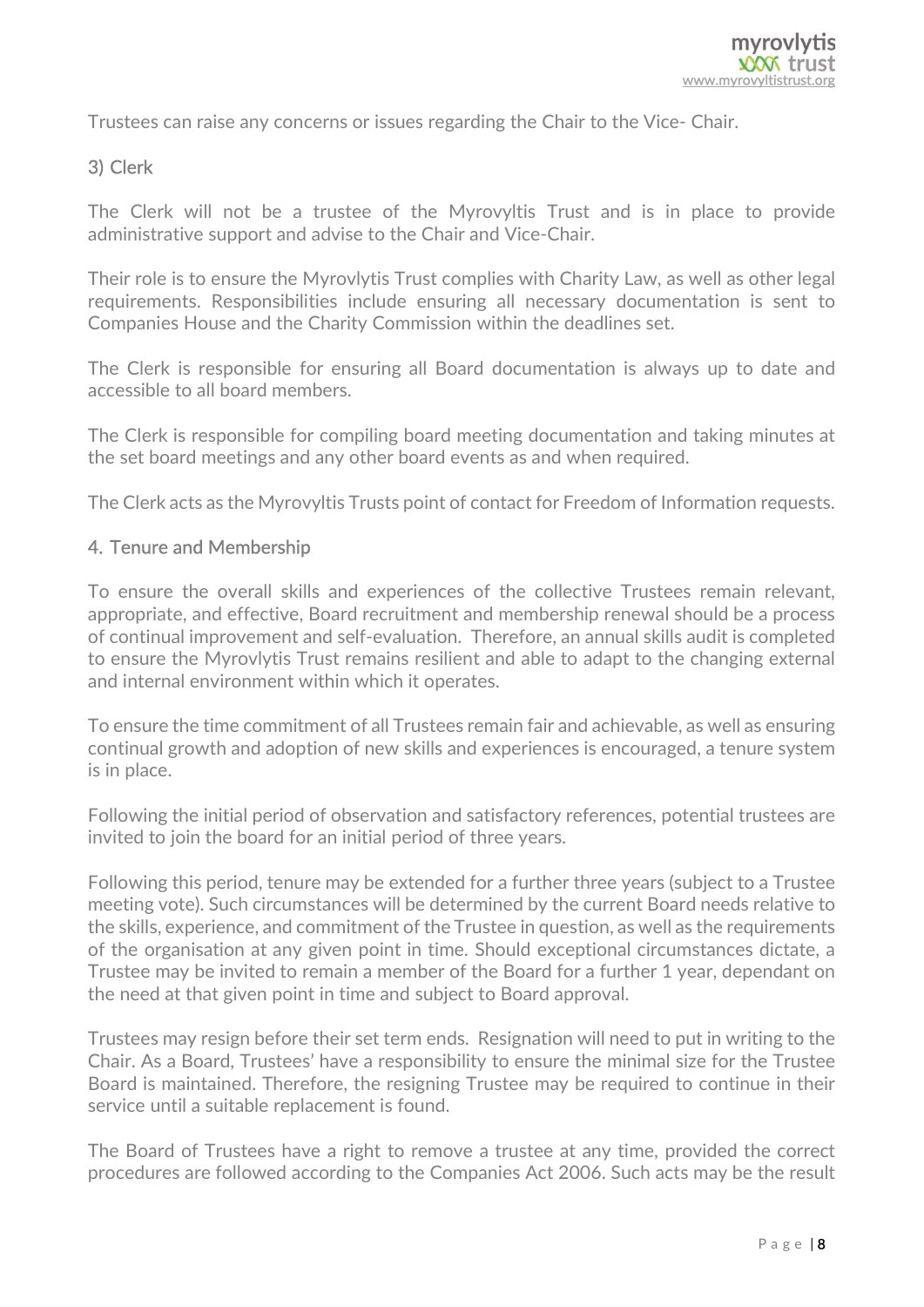Trustees can raise any concerns or issues regarding the Chair to the Vice- Chair.

### 3) Clerk

The Clerk will not be a trustee of the Myrovyltis Trust and is in place to provide administrative support and advise to the Chair and Vice-Chair.

Their role is to ensure the Myrovlytis Trust complies with Charity Law, as well as other legal requirements. Responsibilities include ensuring all necessary documentation is sent to Companies House and the Charity Commission within the deadlines set.

The Clerk is responsible for ensuring all Board documentation is always up to date and accessible to all board members.

The Clerk is responsible for compiling board meeting documentation and taking minutes at the set board meetings and any other board events as and when required.

The Clerk acts as the Myrovyltis Trusts point of contact for Freedom of Information requests.

## 4. Tenure and Membership

To ensure the overall skills and experiences of the collective Trustees remain relevant, appropriate, and effective, Board recruitment and membership renewal should be a process of continual improvement and self-evaluation. Therefore, an annual skills audit is completed to ensure the Myrovlytis Trust remains resilient and able to adapt to the changing external and internal environment within which it operates.

To ensure the time commitment of all Trustees remain fair and achievable, as well as ensuring continual growth and adoption of new skills and experiences is encouraged, a tenure system is in place.

Following the initial period of observation and satisfactory references, potential trustees are invited to join the board for an initial period of three years.

Following this period, tenure may be extended for a further three years (subject to a Trustee meeting vote). Such circumstances will be determined by the current Board needs relative to the skills, experience, and commitment of the Trustee in question, as well as the requirements of the organisation at any given point in time. Should exceptional circumstances dictate, a Trustee may be invited to remain a member of the Board for a further 1 year, dependant on the need at that given point in time and subject to Board approval.

Trustees may resign before their set term ends. Resignation will need to put in writing to the Chair. As a Board, Trustees' have a responsibility to ensure the minimal size for the Trustee Board is maintained. Therefore, the resigning Trustee may be required to continue in their service until a suitable replacement is found.

The Board of Trustees have a right to remove a trustee at any time, provided the correct procedures are followed according to the Companies Act 2006. Such acts may be the result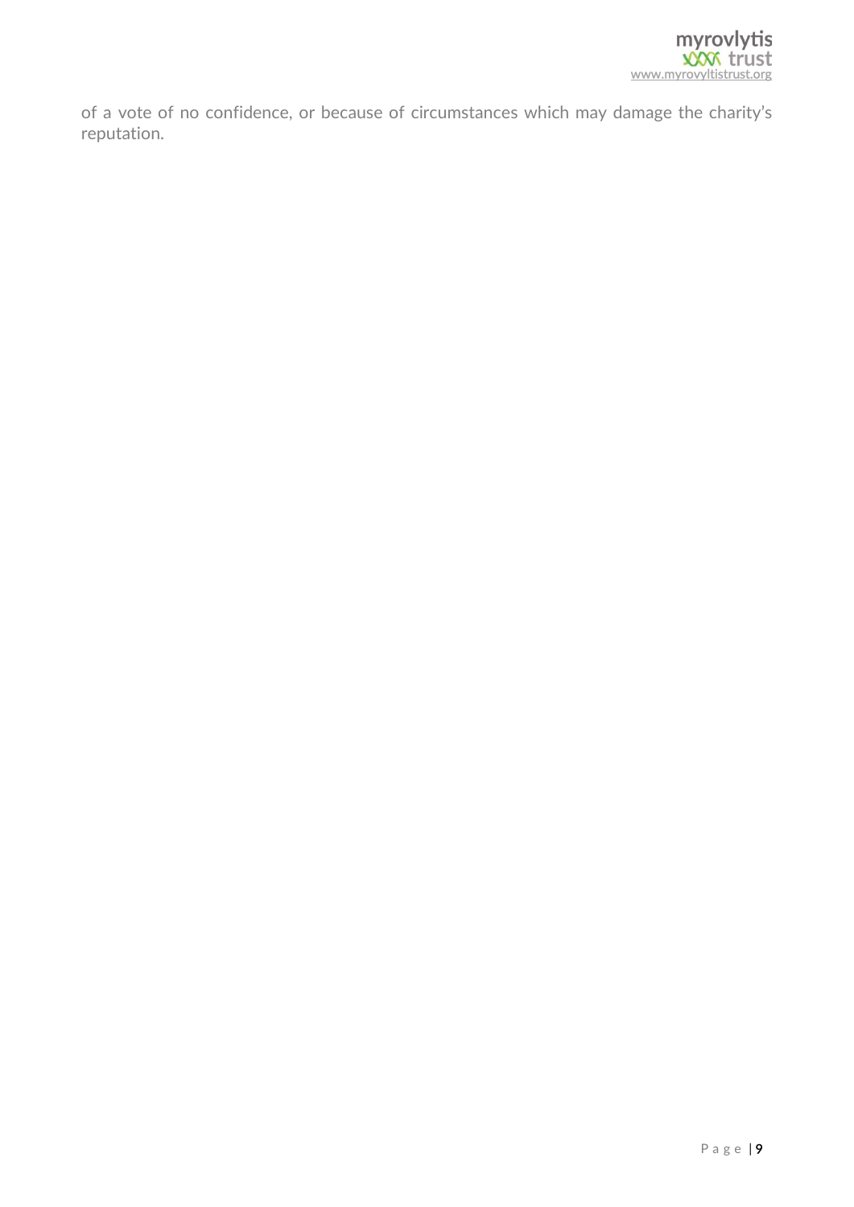of a vote of no confidence, or because of circumstances which may damage the charity's reputation.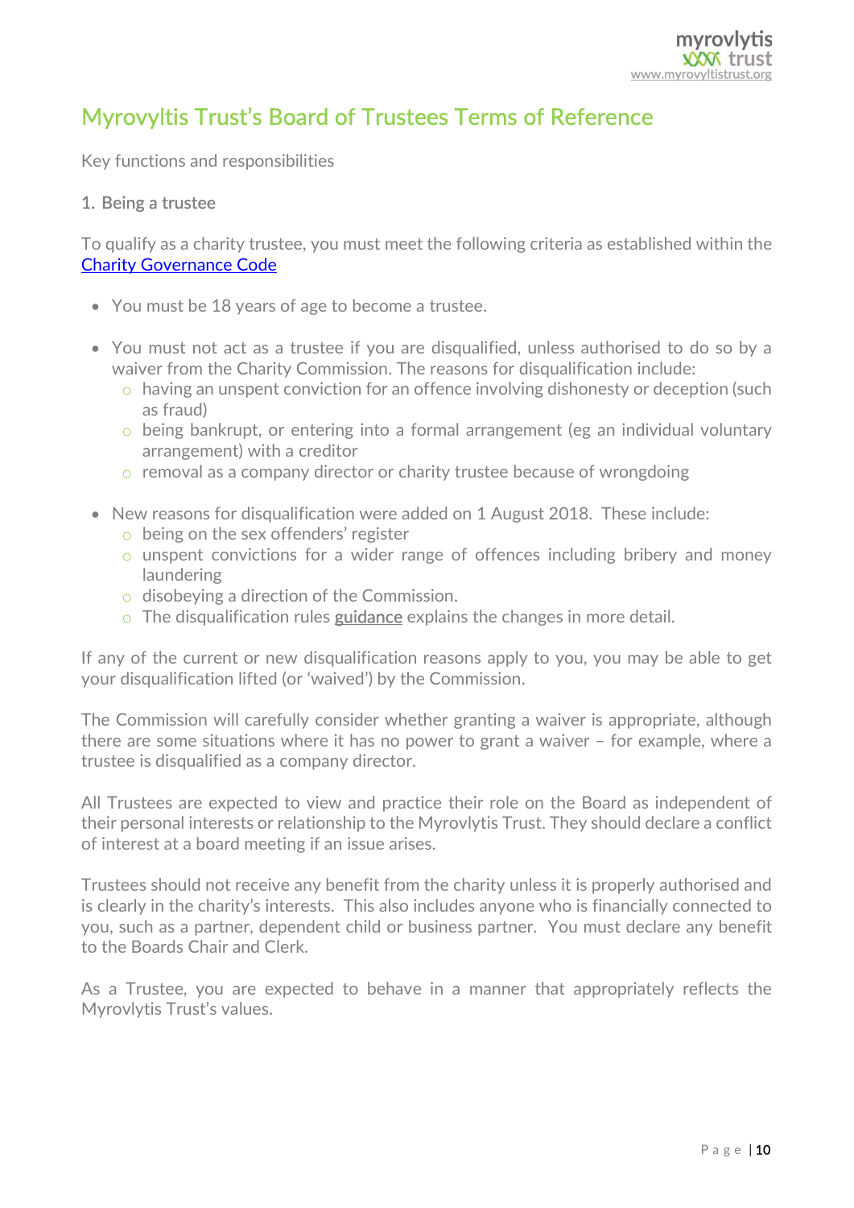# Myrovyltis Trust's Board of Trustees Terms of Reference

Key functions and responsibilities

1. Being a trustee

To qualify as a charity trustee, you must meet the following criteria as established within the [Charity Governance Code](Charity Governance Code)

- You must be 18 years of age to become a trustee.

- You must not act as a trustee if you are disqualified, unless authorised to do so by a waiver from the Charity Commission. The reasons for disqualification include:
  - having an unspent conviction for an offence involving dishonesty or deception (such as fraud)
  - being bankrupt, or entering into a formal arrangement (eg an individual voluntary arrangement) with a creditor
  - removal as a company director or charity trustee because of wrongdoing

- New reasons for disqualification were added on 1 August 2018. These include:
  - being on the sex offenders' register
  - unspent convictions for a wider range of offences including bribery and money laundering
  - disobeying a direction of the Commission.
  - The disqualification rules **guidance** explains the changes in more detail.

If any of the current or new disqualification reasons apply to you, you may be able to get your disqualification lifted (or 'waived') by the Commission.

The Commission will carefully consider whether granting a waiver is appropriate, although there are some situations where it has no power to grant a waiver – for example, where a trustee is disqualified as a company director.

All Trustees are expected to view and practice their role on the Board as independent of their personal interests or relationship to the Myrovlytis Trust. They should declare a conflict of interest at a board meeting if an issue arises.

Trustees should not receive any benefit from the charity unless it is properly authorised and is clearly in the charity's interests. This also includes anyone who is financially connected to you, such as a partner, dependent child or business partner. You must declare any benefit to the Boards Chair and Clerk.

As a Trustee, you are expected to behave in a manner that appropriately reflects the Myrovlytis Trust's values.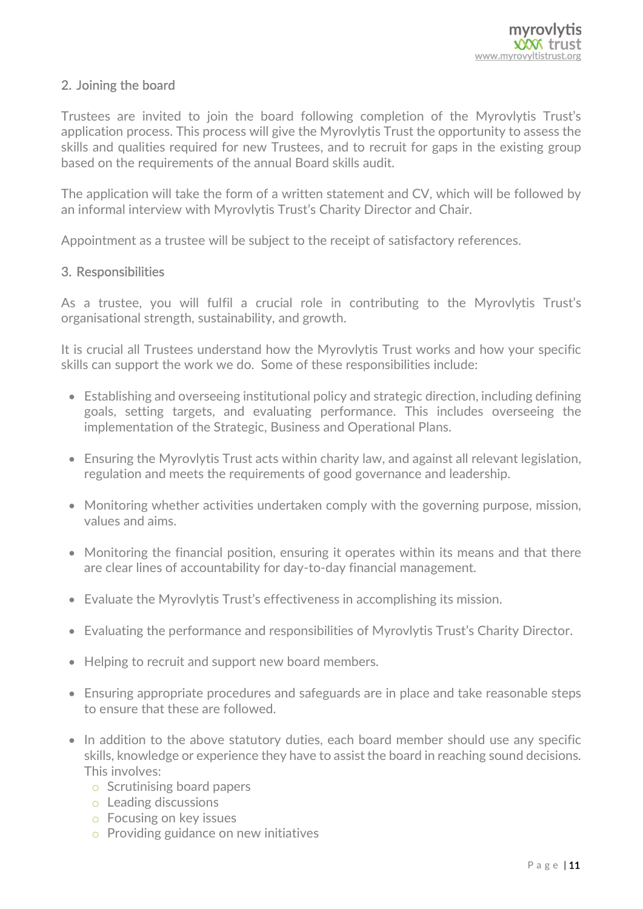## 2. Joining the board

Trustees are invited to join the board following completion of the Myrovlytis Trust's application process. This process will give the Myrovlytis Trust the opportunity to assess the skills and qualities required for new Trustees, and to recruit for gaps in the existing group based on the requirements of the annual Board skills audit.

The application will take the form of a written statement and CV, which will be followed by an informal interview with Myrovlytis Trust's Charity Director and Chair.

Appointment as a trustee will be subject to the receipt of satisfactory references.

## 3. Responsibilities

As a trustee, you will fulfil a crucial role in contributing to the Myrovlytis Trust's organisational strength, sustainability, and growth.

It is crucial all Trustees understand how the Myrovlytis Trust works and how your specific skills can support the work we do. Some of these responsibilities include:

- Establishing and overseeing institutional policy and strategic direction, including defining goals, setting targets, and evaluating performance. This includes overseeing the implementation of the Strategic, Business and Operational Plans.
- Ensuring the Myrovlytis Trust acts within charity law, and against all relevant legislation, regulation and meets the requirements of good governance and leadership.
- Monitoring whether activities undertaken comply with the governing purpose, mission, values and aims.
- Monitoring the financial position, ensuring it operates within its means and that there are clear lines of accountability for day-to-day financial management.
- Evaluate the Myrovlytis Trust's effectiveness in accomplishing its mission.
- Evaluating the performance and responsibilities of Myrovlytis Trust's Charity Director.
- Helping to recruit and support new board members.
- Ensuring appropriate procedures and safeguards are in place and take reasonable steps to ensure that these are followed.
- In addition to the above statutory duties, each board member should use any specific skills, knowledge or experience they have to assist the board in reaching sound decisions. This involves:
  - Scrutinising board papers
  - Leading discussions
  - Focusing on key issues
  - Providing guidance on new initiatives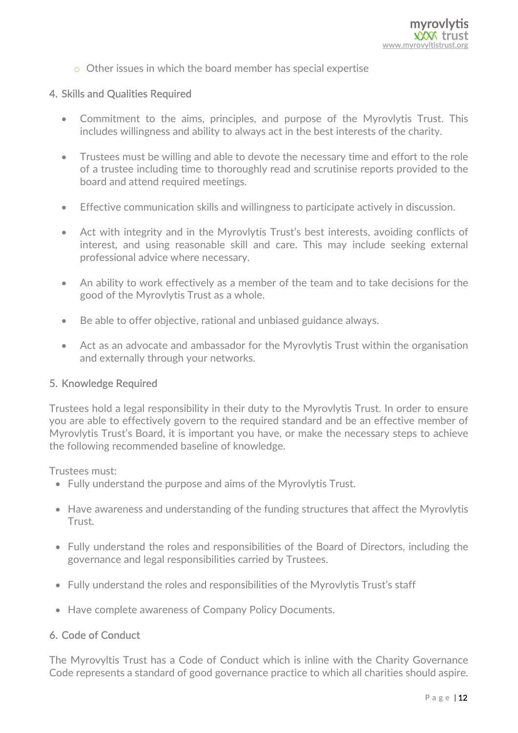- Other issues in which the board member has special expertise

## 4. Skills and Qualities Required

- Commitment to the aims, principles, and purpose of the Myrovlytis Trust. This includes willingness and ability to always act in the best interests of the charity.

- Trustees must be willing and able to devote the necessary time and effort to the role of a trustee including time to thoroughly read and scrutinise reports provided to the board and attend required meetings.

- Effective communication skills and willingness to participate actively in discussion.

- Act with integrity and in the Myrovlytis Trust's best interests, avoiding conflicts of interest, and using reasonable skill and care. This may include seeking external professional advice where necessary.

- An ability to work effectively as a member of the team and to take decisions for the good of the Myrovlytis Trust as a whole.

- Be able to offer objective, rational and unbiased guidance always.

- Act as an advocate and ambassador for the Myrovlytis Trust within the organisation and externally through your networks.

## 5. Knowledge Required

Trustees hold a legal responsibility in their duty to the Myrovlytis Trust. In order to ensure you are able to effectively govern to the required standard and be an effective member of Myrovlytis Trust's Board, it is important you have, or make the necessary steps to achieve the following recommended baseline of knowledge.

Trustees must:

- Fully understand the purpose and aims of the Myrovlytis Trust.

- Have awareness and understanding of the funding structures that affect the Myrovlytis Trust.

- Fully understand the roles and responsibilities of the Board of Directors, including the governance and legal responsibilities carried by Trustees.

- Fully understand the roles and responsibilities of the Myrovlytis Trust's staff

- Have complete awareness of Company Policy Documents.

## 6. Code of Conduct

The Myrovyltis Trust has a Code of Conduct which is inline with the Charity Governance Code represents a standard of good governance practice to which all charities should aspire.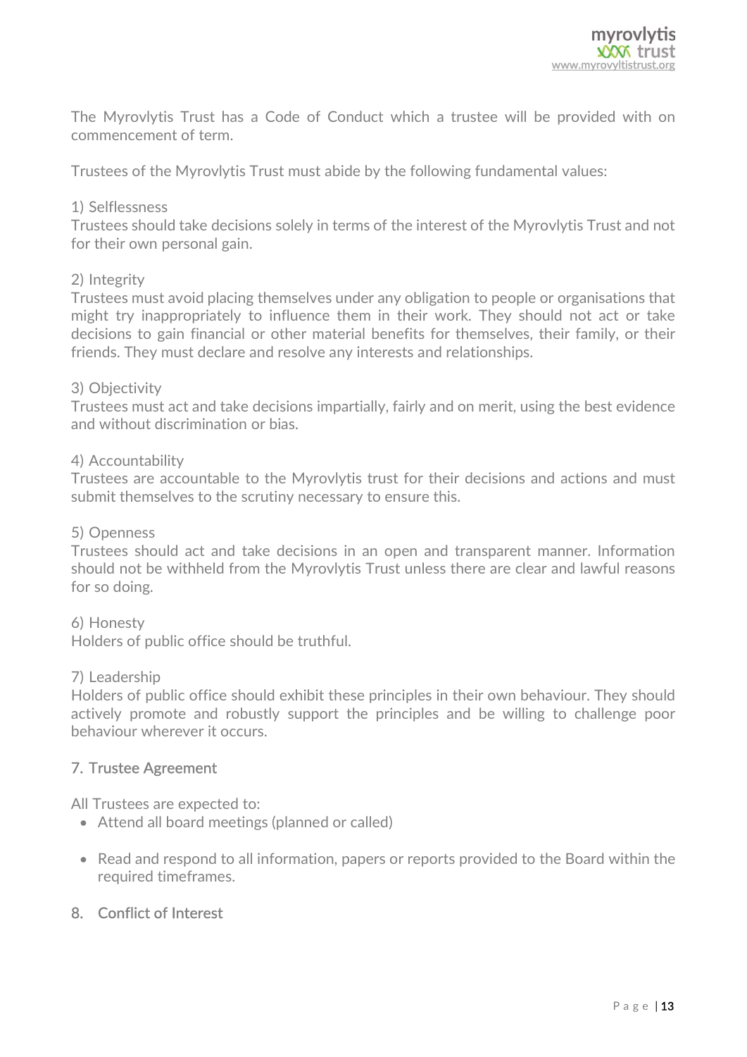The Myrovlytis Trust has a Code of Conduct which a trustee will be provided with on commencement of term.

Trustees of the Myrovlytis Trust must abide by the following fundamental values:

1) Selflessness
Trustees should take decisions solely in terms of the interest of the Myrovlytis Trust and not for their own personal gain.

2) Integrity
Trustees must avoid placing themselves under any obligation to people or organisations that might try inappropriately to influence them in their work. They should not act or take decisions to gain financial or other material benefits for themselves, their family, or their friends. They must declare and resolve any interests and relationships.

3) Objectivity
Trustees must act and take decisions impartially, fairly and on merit, using the best evidence and without discrimination or bias.

4) Accountability
Trustees are accountable to the Myrovlytis trust for their decisions and actions and must submit themselves to the scrutiny necessary to ensure this.

5) Openness
Trustees should act and take decisions in an open and transparent manner. Information should not be withheld from the Myrovlytis Trust unless there are clear and lawful reasons for so doing.

6) Honesty
Holders of public office should be truthful.

7) Leadership
Holders of public office should exhibit these principles in their own behaviour. They should actively promote and robustly support the principles and be willing to challenge poor behaviour wherever it occurs.

## 7. Trustee Agreement

All Trustees are expected to:

- Attend all board meetings (planned or called)
- Read and respond to all information, papers or reports provided to the Board within the required timeframes.

## 8. Conflict of Interest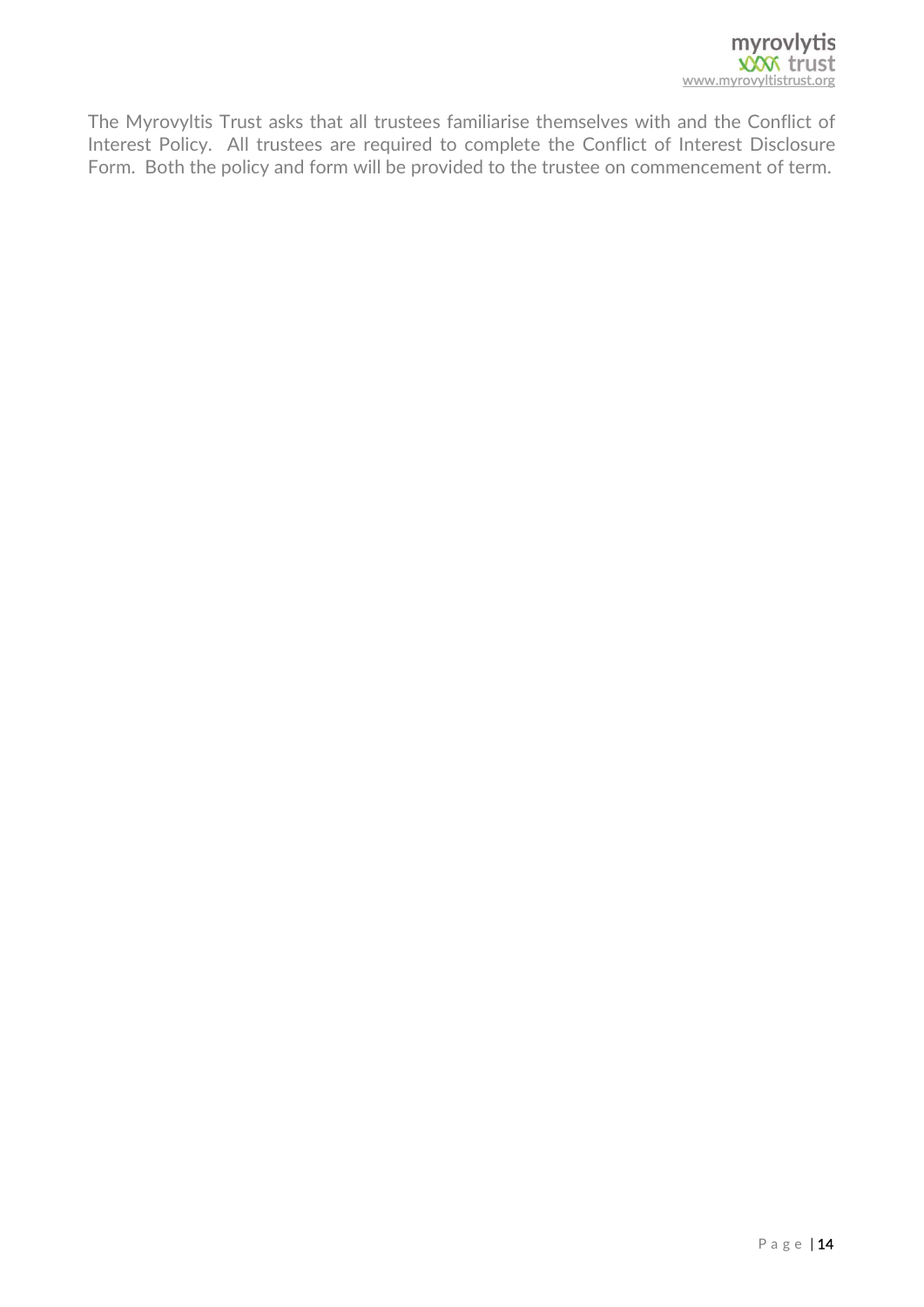The Myrovyltis Trust asks that all trustees familiarise themselves with and the Conflict of Interest Policy. All trustees are required to complete the Conflict of Interest Disclosure Form. Both the policy and form will be provided to the trustee on commencement of term.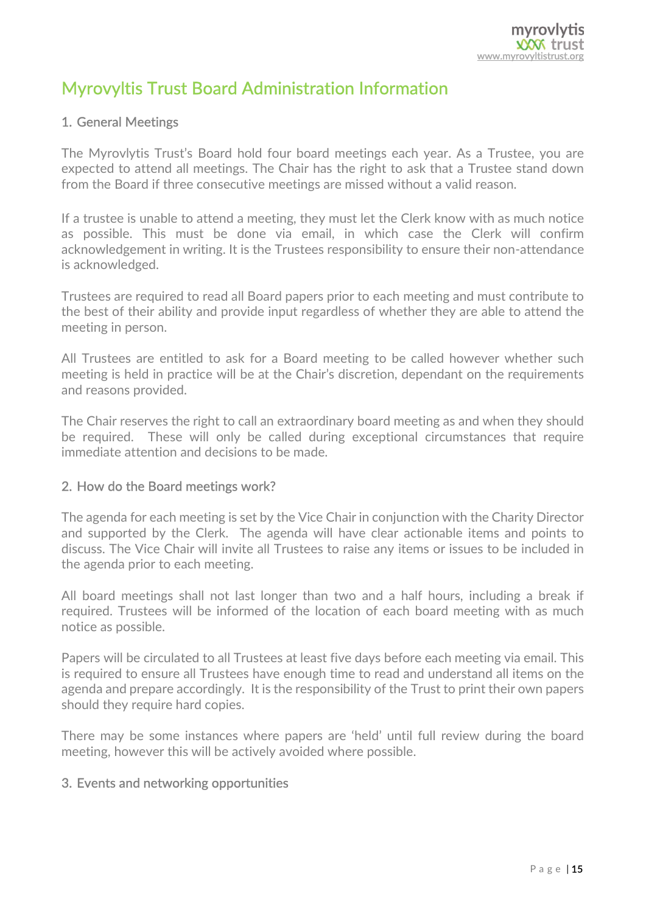# Myrovyltis Trust Board Administration Information

## 1. General Meetings

The Myrovlytis Trust's Board hold four board meetings each year. As a Trustee, you are expected to attend all meetings. The Chair has the right to ask that a Trustee stand down from the Board if three consecutive meetings are missed without a valid reason.

If a trustee is unable to attend a meeting, they must let the Clerk know with as much notice as possible. This must be done via email, in which case the Clerk will confirm acknowledgement in writing. It is the Trustees responsibility to ensure their non-attendance is acknowledged.

Trustees are required to read all Board papers prior to each meeting and must contribute to the best of their ability and provide input regardless of whether they are able to attend the meeting in person.

All Trustees are entitled to ask for a Board meeting to be called however whether such meeting is held in practice will be at the Chair's discretion, dependant on the requirements and reasons provided.

The Chair reserves the right to call an extraordinary board meeting as and when they should be required. These will only be called during exceptional circumstances that require immediate attention and decisions to be made.

## 2. How do the Board meetings work?

The agenda for each meeting is set by the Vice Chair in conjunction with the Charity Director and supported by the Clerk. The agenda will have clear actionable items and points to discuss. The Vice Chair will invite all Trustees to raise any items or issues to be included in the agenda prior to each meeting.

All board meetings shall not last longer than two and a half hours, including a break if required. Trustees will be informed of the location of each board meeting with as much notice as possible.

Papers will be circulated to all Trustees at least five days before each meeting via email. This is required to ensure all Trustees have enough time to read and understand all items on the agenda and prepare accordingly. It is the responsibility of the Trust to print their own papers should they require hard copies.

There may be some instances where papers are 'held' until full review during the board meeting, however this will be actively avoided where possible.

## 3. Events and networking opportunities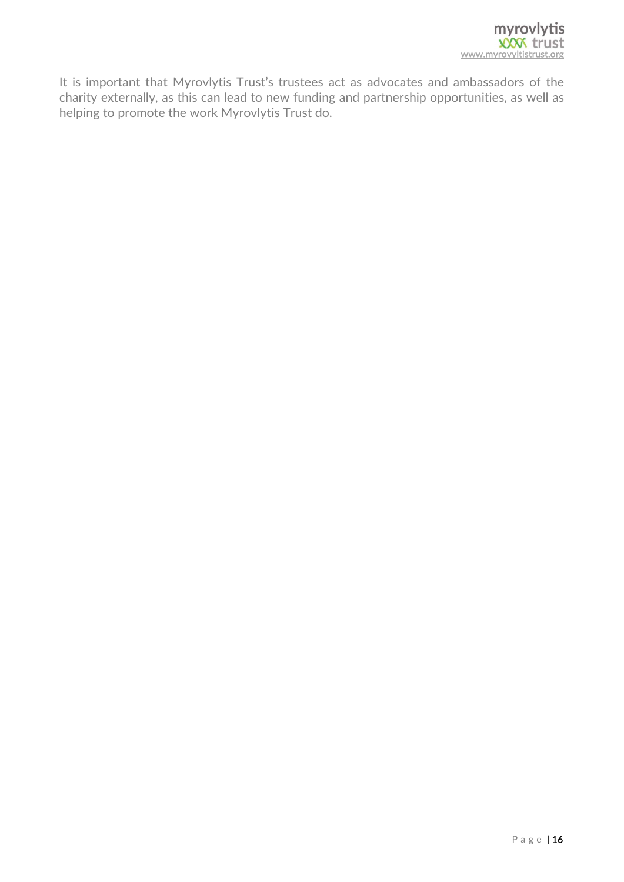It is important that Myrovlytis Trust's trustees act as advocates and ambassadors of the charity externally, as this can lead to new funding and partnership opportunities, as well as helping to promote the work Myrovlytis Trust do.